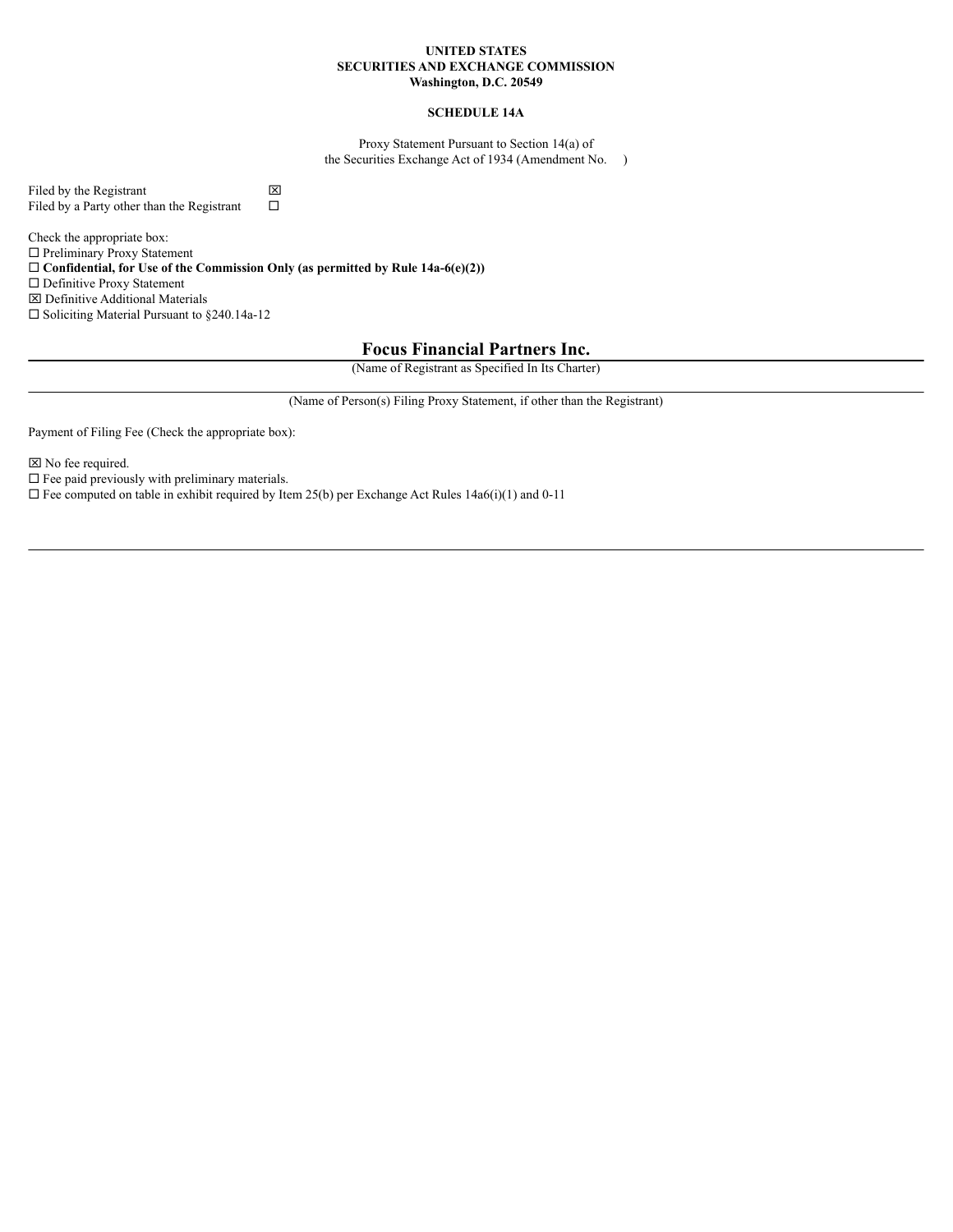**UNITED STATES**
**SECURITIES AND EXCHANGE COMMISSION**
**Washington, D.C. 20549**

**SCHEDULE 14A**

Proxy Statement Pursuant to Section 14(a) of
the Securities Exchange Act of 1934 (Amendment No. )

Filed by the Registrant ☒
Filed by a Party other than the Registrant ☐

Check the appropriate box:
☐ Preliminary Proxy Statement
☐ **Confidential, for Use of the Commission Only (as permitted by Rule 14a-6(e)(2))**
☐ Definitive Proxy Statement
☒ Definitive Additional Materials
☐ Soliciting Material Pursuant to §240.14a-12

## Focus Financial Partners Inc.

(Name of Registrant as Specified In Its Charter)

(Name of Person(s) Filing Proxy Statement, if other than the Registrant)

Payment of Filing Fee (Check the appropriate box):

☒ No fee required.
☐ Fee paid previously with preliminary materials.
☐ Fee computed on table in exhibit required by Item 25(b) per Exchange Act Rules 14a6(i)(1) and 0-11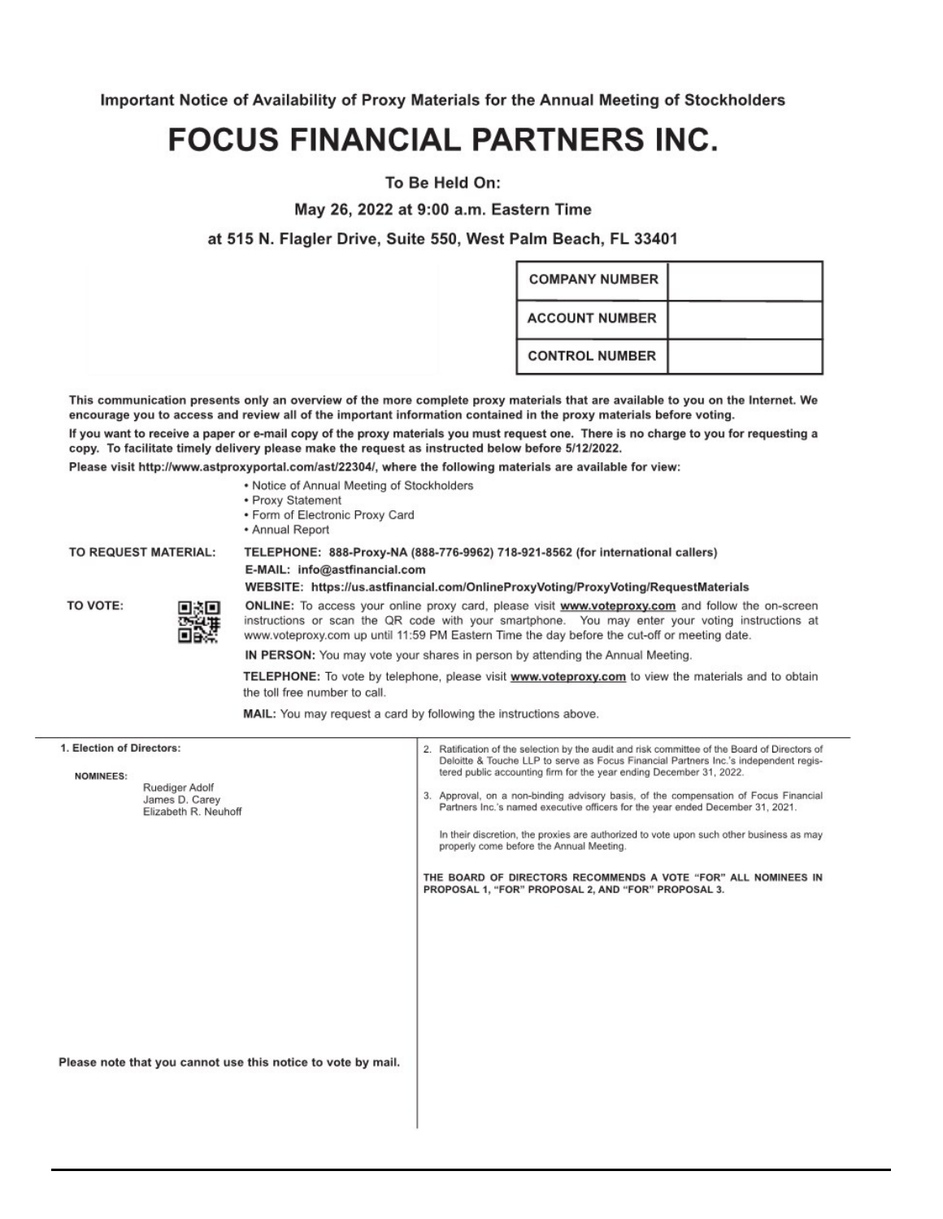**Important Notice of Availability of Proxy Materials for the Annual Meeting of Stockholders**

# FOCUS FINANCIAL PARTNERS INC.

**To Be Held On:**

**May 26, 2022 at 9:00 a.m. Eastern Time**

**at 515 N. Flagler Drive, Suite 550, West Palm Beach, FL 33401**

| | |
|---|---|
| COMPANY NUMBER | |
| ACCOUNT NUMBER | |
| CONTROL NUMBER | |

**This communication presents only an overview of the more complete proxy materials that are available to you on the Internet. We encourage you to access and review all of the important information contained in the proxy materials before voting.**

**If you want to receive a paper or e-mail copy of the proxy materials you must request one. There is no charge to you for requesting a copy. To facilitate timely delivery please make the request as instructed below before 5/12/2022.**

**Please visit http://www.astproxyportal.com/ast/22304/, where the following materials are available for view:**

- Notice of Annual Meeting of Stockholders
- Proxy Statement
- Form of Electronic Proxy Card
- Annual Report

**TO REQUEST MATERIAL:** **TELEPHONE: 888-Proxy-NA (888-776-9962) 718-921-8562 (for international callers)**
**E-MAIL: info@astfinancial.com**
**WEBSITE: https://us.astfinancial.com/OnlineProxyVoting/ProxyVoting/RequestMaterials**

**TO VOTE:** **ONLINE:** To access your online proxy card, please visit **www.voteproxy.com** and follow the on-screen instructions or scan the QR code with your smartphone. You may enter your voting instructions at www.voteproxy.com up until 11:59 PM Eastern Time the day before the cut-off or meeting date.

**IN PERSON:** You may vote your shares in person by attending the Annual Meeting.

**TELEPHONE:** To vote by telephone, please visit **www.voteproxy.com** to view the materials and to obtain the toll free number to call.

**MAIL:** You may request a card by following the instructions above.

**1. Election of Directors:**

**NOMINEES:**

Ruediger Adolf
James D. Carey
Elizabeth R. Neuhoff

2. Ratification of the selection by the audit and risk committee of the Board of Directors of Deloitte & Touche LLP to serve as Focus Financial Partners Inc.'s independent registered public accounting firm for the year ending December 31, 2022.

3. Approval, on a non-binding advisory basis, of the compensation of Focus Financial Partners Inc.'s named executive officers for the year ended December 31, 2021.

In their discretion, the proxies are authorized to vote upon such other business as may properly come before the Annual Meeting.

**THE BOARD OF DIRECTORS RECOMMENDS A VOTE "FOR" ALL NOMINEES IN PROPOSAL 1, "FOR" PROPOSAL 2, AND "FOR" PROPOSAL 3.**

**Please note that you cannot use this notice to vote by mail.**